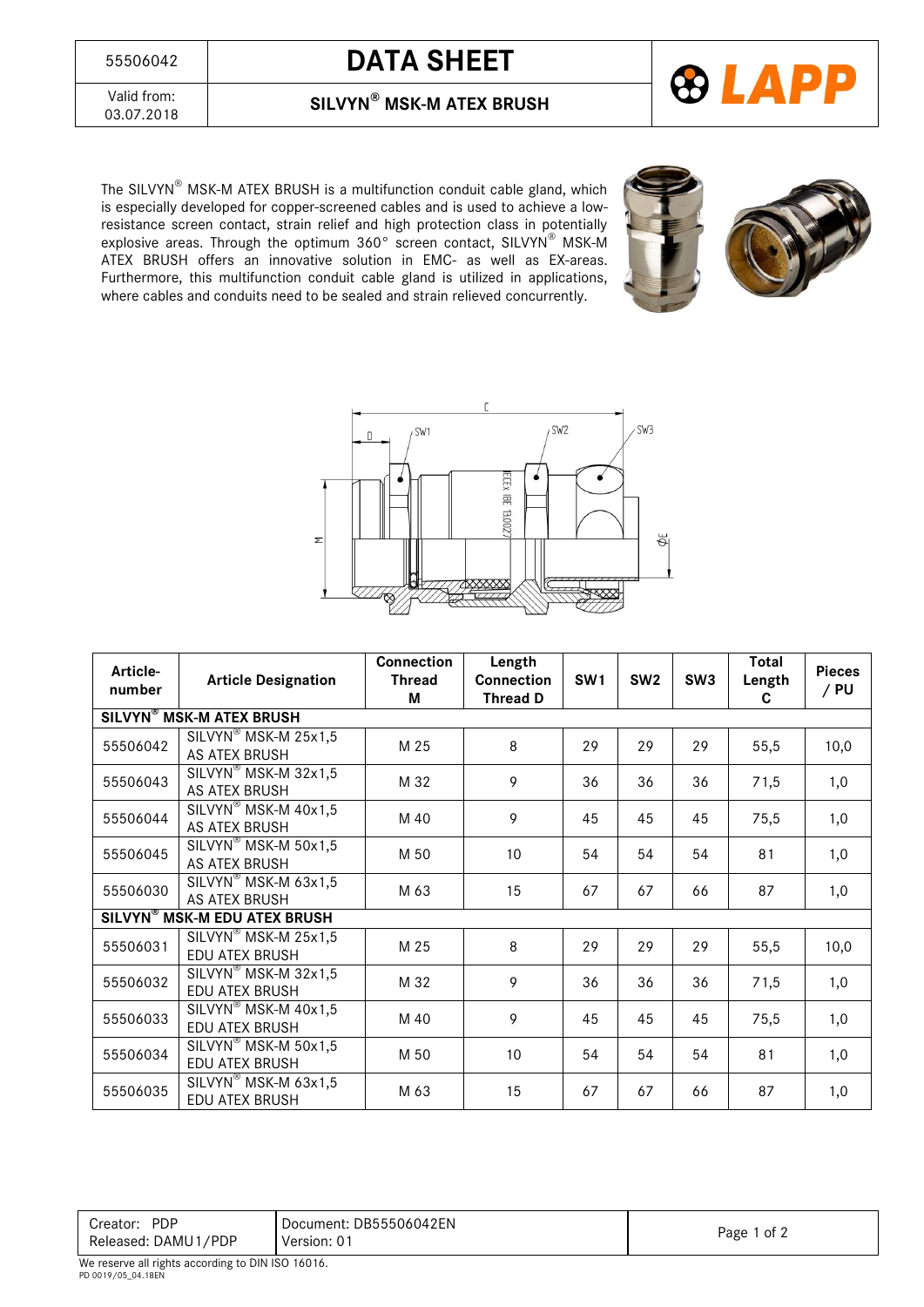| 55506042 | DATA SHEET |
|---|---|
| Valid from: 03.07.2018 | SILVYN® MSK-M ATEX BRUSH |

The SILVYN® MSK-M ATEX BRUSH is a multifunction conduit cable gland, which is especially developed for copper-screened cables and is used to achieve a low-resistance screen contact, strain relief and high protection class in potentially explosive areas. Through the optimum 360° screen contact, SILVYN® MSK-M ATEX BRUSH offers an innovative solution in EMC- as well as EX-areas. Furthermore, this multifunction conduit cable gland is utilized in applications, where cables and conduits need to be sealed and strain relieved concurrently.

| Article-number | Article Designation | Connection Thread M | Length Connection Thread D | SW1 | SW2 | SW3 | Total Length C | Pieces / PU |
|---|---|---|---|---|---|---|---|---|
| **SILVYN® MSK-M ATEX BRUSH** | | | | | | | | |
| 55506042 | SILVYN® MSK-M 25x1,5 AS ATEX BRUSH | M 25 | 8 | 29 | 29 | 29 | 55,5 | 10,0 |
| 55506043 | SILVYN® MSK-M 32x1,5 AS ATEX BRUSH | M 32 | 9 | 36 | 36 | 36 | 71,5 | 1,0 |
| 55506044 | SILVYN® MSK-M 40x1,5 AS ATEX BRUSH | M 40 | 9 | 45 | 45 | 45 | 75,5 | 1,0 |
| 55506045 | SILVYN® MSK-M 50x1,5 AS ATEX BRUSH | M 50 | 10 | 54 | 54 | 54 | 81 | 1,0 |
| 55506030 | SILVYN® MSK-M 63x1,5 AS ATEX BRUSH | M 63 | 15 | 67 | 67 | 66 | 87 | 1,0 |
| **SILVYN® MSK-M EDU ATEX BRUSH** | | | | | | | | |
| 55506031 | SILVYN® MSK-M 25x1,5 EDU ATEX BRUSH | M 25 | 8 | 29 | 29 | 29 | 55,5 | 10,0 |
| 55506032 | SILVYN® MSK-M 32x1,5 EDU ATEX BRUSH | M 32 | 9 | 36 | 36 | 36 | 71,5 | 1,0 |
| 55506033 | SILVYN® MSK-M 40x1,5 EDU ATEX BRUSH | M 40 | 9 | 45 | 45 | 45 | 75,5 | 1,0 |
| 55506034 | SILVYN® MSK-M 50x1,5 EDU ATEX BRUSH | M 50 | 10 | 54 | 54 | 54 | 81 | 1,0 |
| 55506035 | SILVYN® MSK-M 63x1,5 EDU ATEX BRUSH | M 63 | 15 | 67 | 67 | 66 | 87 | 1,0 |

| Creator: PDP<br>Released: DAMU1/PDP | Document: DB55506042EN<br>Version: 01 |
|---|---|

We reserve all rights according to DIN ISO 16016.

PD 0019/05_04.18EN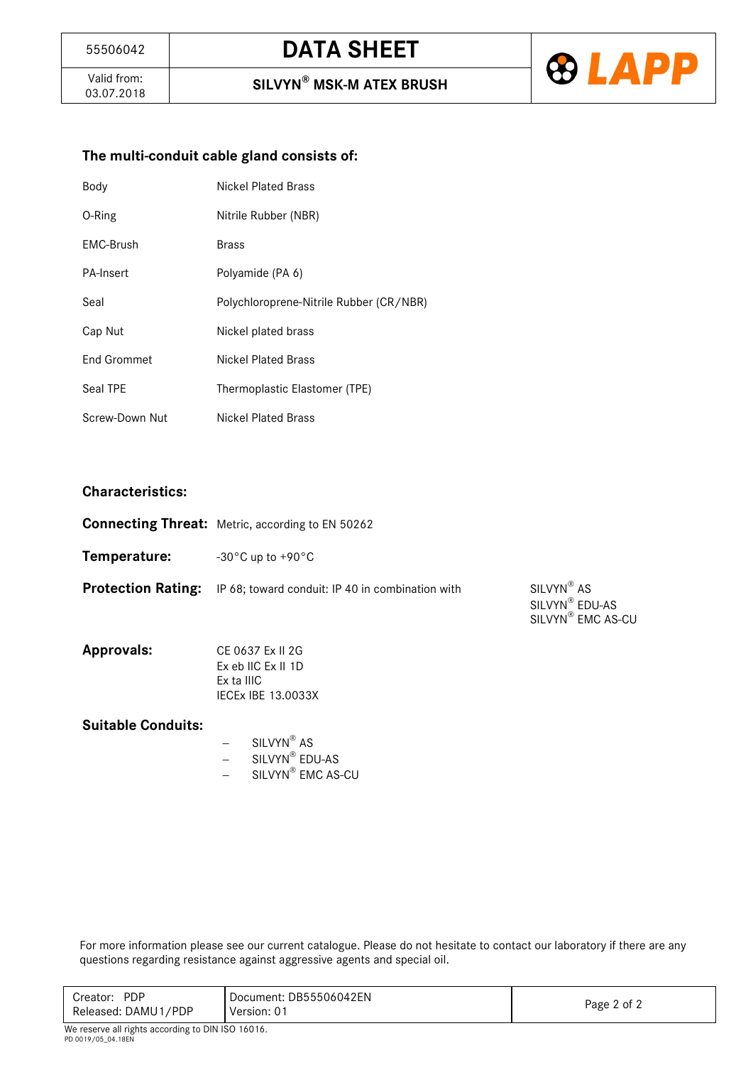## The multi-conduit cable gland consists of:

| | |
|---|---|
| Body | Nickel Plated Brass |
| O-Ring | Nitrile Rubber (NBR) |
| EMC-Brush | Brass |
| PA-Insert | Polyamide (PA 6) |
| Seal | Polychloroprene-Nitrile Rubber (CR/NBR) |
| Cap Nut | Nickel plated brass |
| End Grommet | Nickel Plated Brass |
| Seal TPE | Thermoplastic Elastomer (TPE) |
| Screw-Down Nut | Nickel Plated Brass |

## Characteristics:

**Connecting Threat:** Metric, according to EN 50262

**Temperature:** -30°C up to +90°C

**Protection Rating:** IP 68; toward conduit: IP 40 in combination with SILVYN® AS, SILVYN® EDU-AS, SILVYN® EMC AS-CU

**Approvals:**
CE 0637 Ex II 2G
Ex eb IIC Ex II 1D
Ex ta IIIC
IECEx IBE 13.0033X

**Suitable Conduits:**

- SILVYN® AS
- SILVYN® EDU-AS
- SILVYN® EMC AS-CU

For more information please see our current catalogue. Please do not hesitate to contact our laboratory if there are any questions regarding resistance against aggressive agents and special oil.